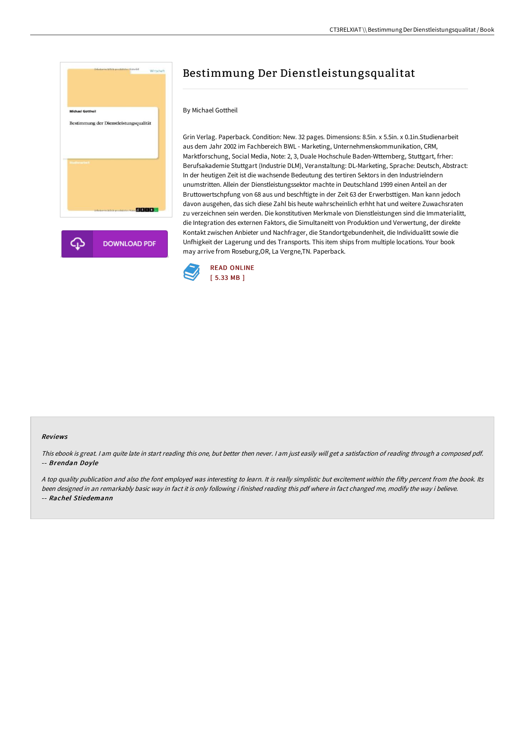# Bestimmung Der Dienstleistungsqualitat

By Michael Gottheil

Grin Verlag. Paperback. Condition: New. 32 pages. Dimensions: 8.5in. x 5.5in. x 0.1in.Studienarbeit aus dem Jahr 2002 im Fachbereich BWL - Marketing, Unternehmenskommunikation, CRM, Marktforschung, Social Media, Note: 2, 3, Duale Hochschule Baden-Wttemberg, Stuttgart, frher: Berufsakademie Stuttgart (Industrie DLM), Veranstaltung: DL-Marketing, Sprache: Deutsch, Abstract: In der heutigen Zeit ist die wachsende Bedeutung des tertiren Sektors in den Industrielndern unumstritten. Allein der Dienstleistungssektor machte in Deutschland 1999 einen Anteil an der Bruttowertschpfung von 68 aus und beschftigte in der Zeit 63 der Erwerbsttigen. Man kann jedoch davon ausgehen, das sich diese Zahl bis heute wahrscheinlich erhht hat und weitere Zuwachsraten zu verzeichnen sein werden. Die konstitutiven Merkmale von Dienstleistungen sind die Immaterialitt, die Integration des externen Faktors, die Simultaneitt von Produktion und Verwertung, der direkte Kontakt zwischen Anbieter und Nachfrager, die Standortgebundenheit, die Individualitt sowie die Unfhigkeit der Lagerung und des Transports. This item ships from multiple locations. Your book may arrive from Roseburg,OR, La Vergne,TN. Paperback.

READ ONLINE
[ 5.33 MB ]

## Reviews

*This ebook is great. I am quite late in start reading this one, but better then never. I am just easily will get a satisfaction of reading through a composed pdf.*
-- ***Brendan Doyle***

*A top quality publication and also the font employed was interesting to learn. It is really simplistic but excitement within the fifty percent from the book. Its been designed in an remarkably basic way in fact it is only following i finished reading this pdf where in fact changed me, modify the way i believe.*
-- ***Rachel Stiedemann***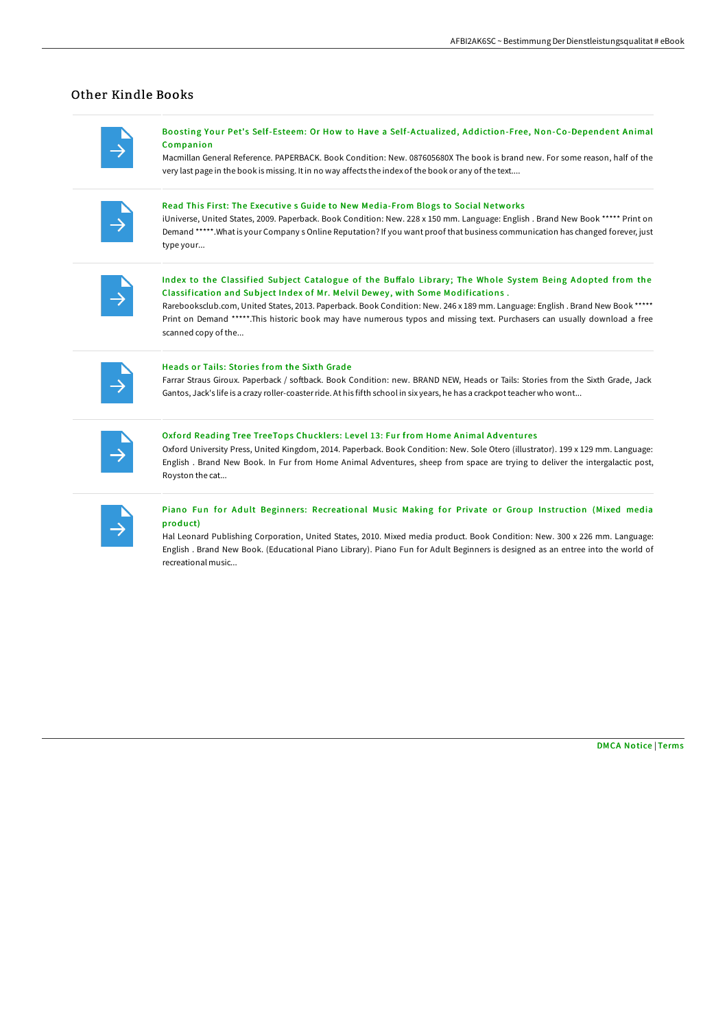## Other Kindle Books

**Boosting Your Pet's Self-Esteem: Or How to Have a Self-Actualized, Addiction-Free, Non-Co-Dependent Animal Companion**

Macmillan General Reference. PAPERBACK. Book Condition: New. 087605680X The book is brand new. For some reason, half of the very last page in the book is missing. It in no way affects the index of the book or any of the text....

**Read This First: The Executive s Guide to New Media-From Blogs to Social Networks**

iUniverse, United States, 2009. Paperback. Book Condition: New. 228 x 150 mm. Language: English . Brand New Book ***** Print on Demand *****.What is your Company s Online Reputation? If you want proof that business communication has changed forever, just type your...

**Index to the Classified Subject Catalogue of the Buffalo Library; The Whole System Being Adopted from the Classification and Subject Index of Mr. Melvil Dewey, with Some Modifications .**

Rarebooksclub.com, United States, 2013. Paperback. Book Condition: New. 246 x 189 mm. Language: English . Brand New Book ***** Print on Demand *****.This historic book may have numerous typos and missing text. Purchasers can usually download a free scanned copy of the...

**Heads or Tails: Stories from the Sixth Grade**

Farrar Straus Giroux. Paperback / softback. Book Condition: new. BRAND NEW, Heads or Tails: Stories from the Sixth Grade, Jack Gantos, Jack's life is a crazy roller-coaster ride. At his fifth school in six years, he has a crackpot teacher who wont...

**Oxford Reading Tree TreeTops Chucklers: Level 13: Fur from Home Animal Adventures**

Oxford University Press, United Kingdom, 2014. Paperback. Book Condition: New. Sole Otero (illustrator). 199 x 129 mm. Language: English . Brand New Book. In Fur from Home Animal Adventures, sheep from space are trying to deliver the intergalactic post, Royston the cat...

**Piano Fun for Adult Beginners: Recreational Music Making for Private or Group Instruction (Mixed media product)**

Hal Leonard Publishing Corporation, United States, 2010. Mixed media product. Book Condition: New. 300 x 226 mm. Language: English . Brand New Book. (Educational Piano Library). Piano Fun for Adult Beginners is designed as an entree into the world of recreational music...